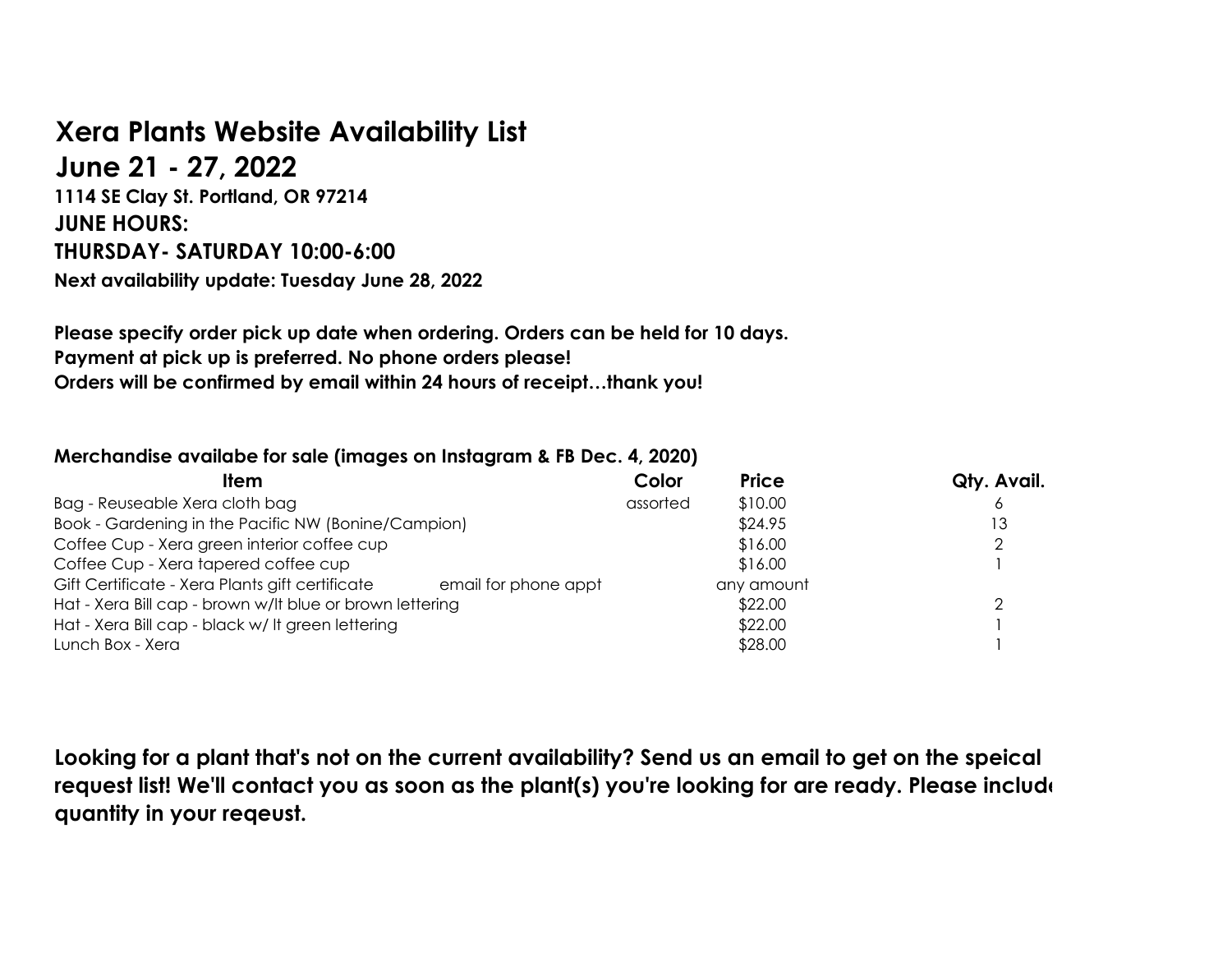# Xera Plants Website Availability List

## June 21 - 27, 2022

**1114 SE Clay St. Portland, OR 97214**

**JUNE HOURS:**

**THURSDAY- SATURDAY 10:00-6:00**

**Next availability update: Tuesday June 28, 2022**

**Please specify order pick up date when ordering. Orders can be held for 10 days.**
**Payment at pick up is preferred. No phone orders please!**
**Orders will be confirmed by email within 24 hours of receipt…thank you!**

**Merchandise availabe for sale (images on Instagram & FB Dec. 4, 2020)**

| Item | | Color | Price | Qty. Avail. |
|---|---|---|---|---|
| Bag - Reuseable Xera cloth bag | | assorted | $10.00 | 6 |
| Book - Gardening in the Pacific NW (Bonine/Campion) | | | $24.95 | 13 |
| Coffee Cup - Xera green interior coffee cup | | | $16.00 | 2 |
| Coffee Cup - Xera tapered coffee cup | | | $16.00 | 1 |
| Gift Certificate - Xera Plants gift certificate | email for phone appt | | any amount | |
| Hat - Xera Bill cap - brown w/lt blue or brown lettering | | | $22.00 | 2 |
| Hat - Xera Bill cap - black w/ lt green lettering | | | $22.00 | 1 |
| Lunch Box - Xera | | | $28.00 | 1 |

**Looking for a plant that's not on the current availability? Send us an email to get on the speical request list! We'll contact you as soon as the plant(s) you're looking for are ready. Please include quantity in your reqeust.**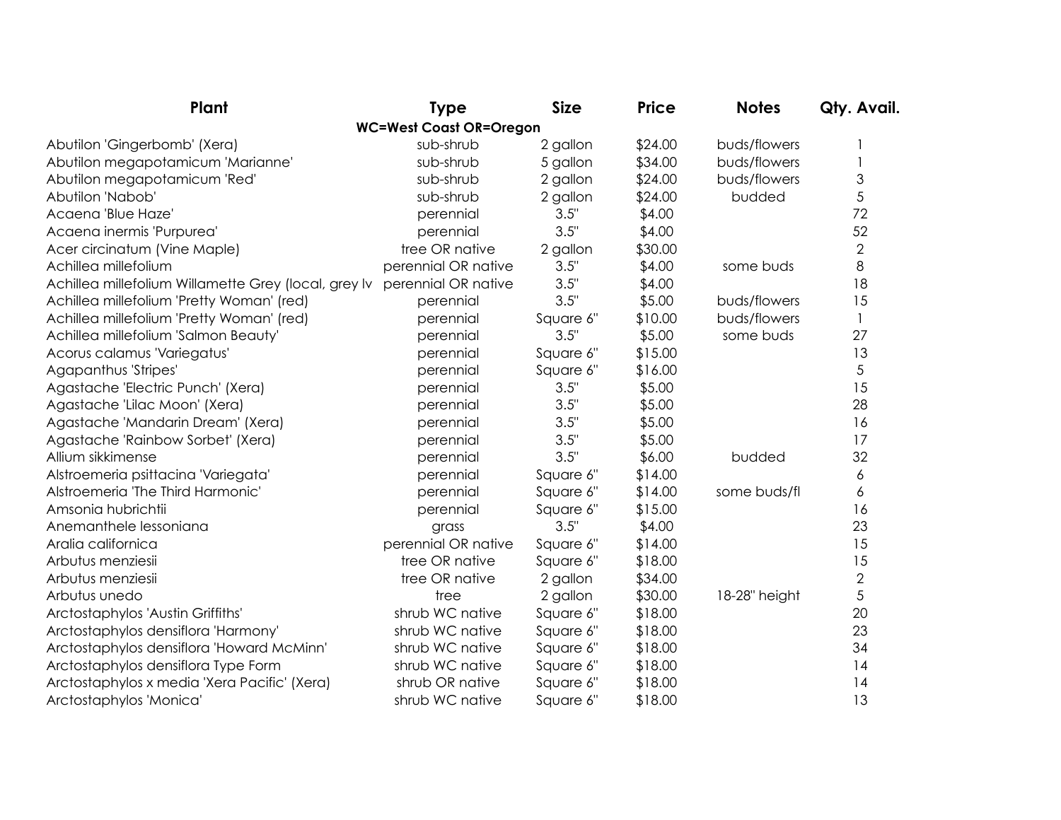| Plant | Type | Size | Price | Notes | Qty. Avail. |
|---|---|---|---|---|---|
| | WC=West Coast OR=Oregon | | | | |
| Abutilon 'Gingerbomb' (Xera) | sub-shrub | 2 gallon | $24.00 | buds/flowers | 1 |
| Abutilon megapotamicum 'Marianne' | sub-shrub | 5 gallon | $34.00 | buds/flowers | 1 |
| Abutilon megapotamicum 'Red' | sub-shrub | 2 gallon | $24.00 | buds/flowers | 3 |
| Abutilon 'Nabob' | sub-shrub | 2 gallon | $24.00 | budded | 5 |
| Acaena 'Blue Haze' | perennial | 3.5" | $4.00 | | 72 |
| Acaena inermis 'Purpurea' | perennial | 3.5" | $4.00 | | 52 |
| Acer circinatum (Vine Maple) | tree OR native | 2 gallon | $30.00 | | 2 |
| Achillea millefolium | perennial OR native | 3.5" | $4.00 | some buds | 8 |
| Achillea millefolium Willamette Grey (local, grey lv | perennial OR native | 3.5" | $4.00 | | 18 |
| Achillea millefolium 'Pretty Woman' (red) | perennial | 3.5" | $5.00 | buds/flowers | 15 |
| Achillea millefolium 'Pretty Woman' (red) | perennial | Square 6" | $10.00 | buds/flowers | 1 |
| Achillea millefolium 'Salmon Beauty' | perennial | 3.5" | $5.00 | some buds | 27 |
| Acorus calamus 'Variegatus' | perennial | Square 6" | $15.00 | | 13 |
| Agapanthus 'Stripes' | perennial | Square 6" | $16.00 | | 5 |
| Agastache 'Electric Punch' (Xera) | perennial | 3.5" | $5.00 | | 15 |
| Agastache 'Lilac Moon' (Xera) | perennial | 3.5" | $5.00 | | 28 |
| Agastache 'Mandarin Dream' (Xera) | perennial | 3.5" | $5.00 | | 16 |
| Agastache 'Rainbow Sorbet' (Xera) | perennial | 3.5" | $5.00 | | 17 |
| Allium sikkimense | perennial | 3.5" | $6.00 | budded | 32 |
| Alstroemeria psittacina 'Variegata' | perennial | Square 6" | $14.00 | | 6 |
| Alstroemeria 'The Third Harmonic' | perennial | Square 6" | $14.00 | some buds/fl | 6 |
| Amsonia hubrichtii | perennial | Square 6" | $15.00 | | 16 |
| Anemanthele lessoniana | grass | 3.5" | $4.00 | | 23 |
| Aralia californica | perennial OR native | Square 6" | $14.00 | | 15 |
| Arbutus menziesii | tree OR native | Square 6" | $18.00 | | 15 |
| Arbutus menziesii | tree OR native | 2 gallon | $34.00 | | 2 |
| Arbutus unedo | tree | 2 gallon | $30.00 | 18-28" height | 5 |
| Arctostaphylos 'Austin Griffiths' | shrub WC native | Square 6" | $18.00 | | 20 |
| Arctostaphylos densiflora 'Harmony' | shrub WC native | Square 6" | $18.00 | | 23 |
| Arctostaphylos densiflora 'Howard McMinn' | shrub WC native | Square 6" | $18.00 | | 34 |
| Arctostaphylos densiflora Type Form | shrub WC native | Square 6" | $18.00 | | 14 |
| Arctostaphylos x media 'Xera Pacific' (Xera) | shrub OR native | Square 6" | $18.00 | | 14 |
| Arctostaphylos 'Monica' | shrub WC native | Square 6" | $18.00 | | 13 |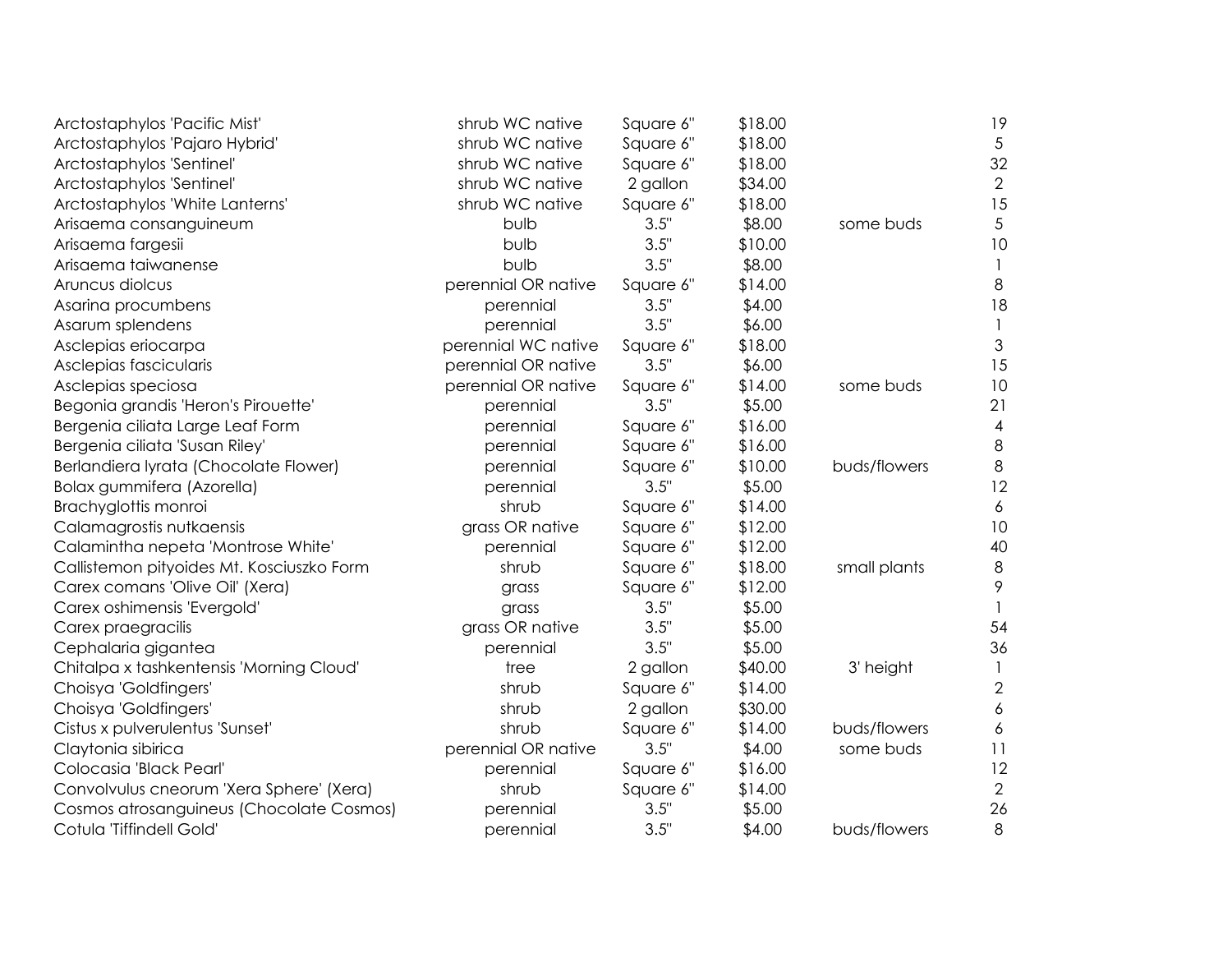| | | | | | |
|---|---|---|---|---|---|
| Arctostaphylos 'Pacific Mist' | shrub WC native | Square 6" | $18.00 | | 19 |
| Arctostaphylos 'Pajaro Hybrid' | shrub WC native | Square 6" | $18.00 | | 5 |
| Arctostaphylos 'Sentinel' | shrub WC native | Square 6" | $18.00 | | 32 |
| Arctostaphylos 'Sentinel' | shrub WC native | 2 gallon | $34.00 | | 2 |
| Arctostaphylos 'White Lanterns' | shrub WC native | Square 6" | $18.00 | | 15 |
| Arisaema consanguineum | bulb | 3.5" | $8.00 | some buds | 5 |
| Arisaema fargesii | bulb | 3.5" | $10.00 | | 10 |
| Arisaema taiwanense | bulb | 3.5" | $8.00 | | 1 |
| Aruncus diolcus | perennial OR native | Square 6" | $14.00 | | 8 |
| Asarina procumbens | perennial | 3.5" | $4.00 | | 18 |
| Asarum splendens | perennial | 3.5" | $6.00 | | 1 |
| Asclepias eriocarpa | perennial WC native | Square 6" | $18.00 | | 3 |
| Asclepias fascicularis | perennial OR native | 3.5" | $6.00 | | 15 |
| Asclepias speciosa | perennial OR native | Square 6" | $14.00 | some buds | 10 |
| Begonia grandis 'Heron's Pirouette' | perennial | 3.5" | $5.00 | | 21 |
| Bergenia ciliata Large Leaf Form | perennial | Square 6" | $16.00 | | 4 |
| Bergenia ciliata 'Susan Riley' | perennial | Square 6" | $16.00 | | 8 |
| Berlandiera lyrata (Chocolate Flower) | perennial | Square 6" | $10.00 | buds/flowers | 8 |
| Bolax gummifera (Azorella) | perennial | 3.5" | $5.00 | | 12 |
| Brachyglottis monroi | shrub | Square 6" | $14.00 | | 6 |
| Calamagrostis nutkaensis | grass OR native | Square 6" | $12.00 | | 10 |
| Calamintha nepeta 'Montrose White' | perennial | Square 6" | $12.00 | | 40 |
| Callistemon pityoides Mt. Kosciuszko Form | shrub | Square 6" | $18.00 | small plants | 8 |
| Carex comans 'Olive Oil' (Xera) | grass | Square 6" | $12.00 | | 9 |
| Carex oshimensis 'Evergold' | grass | 3.5" | $5.00 | | 1 |
| Carex praegracilis | grass OR native | 3.5" | $5.00 | | 54 |
| Cephalaria gigantea | perennial | 3.5" | $5.00 | | 36 |
| Chitalpa x tashkentensis 'Morning Cloud' | tree | 2 gallon | $40.00 | 3' height | 1 |
| Choisya 'Goldfingers' | shrub | Square 6" | $14.00 | | 2 |
| Choisya 'Goldfingers' | shrub | 2 gallon | $30.00 | | 6 |
| Cistus x pulverulentus 'Sunset' | shrub | Square 6" | $14.00 | buds/flowers | 6 |
| Claytonia sibirica | perennial OR native | 3.5" | $4.00 | some buds | 11 |
| Colocasia 'Black Pearl' | perennial | Square 6" | $16.00 | | 12 |
| Convolvulus cneorum 'Xera Sphere' (Xera) | shrub | Square 6" | $14.00 | | 2 |
| Cosmos atrosanguineus (Chocolate Cosmos) | perennial | 3.5" | $5.00 | | 26 |
| Cotula 'Tiffindell Gold' | perennial | 3.5" | $4.00 | buds/flowers | 8 |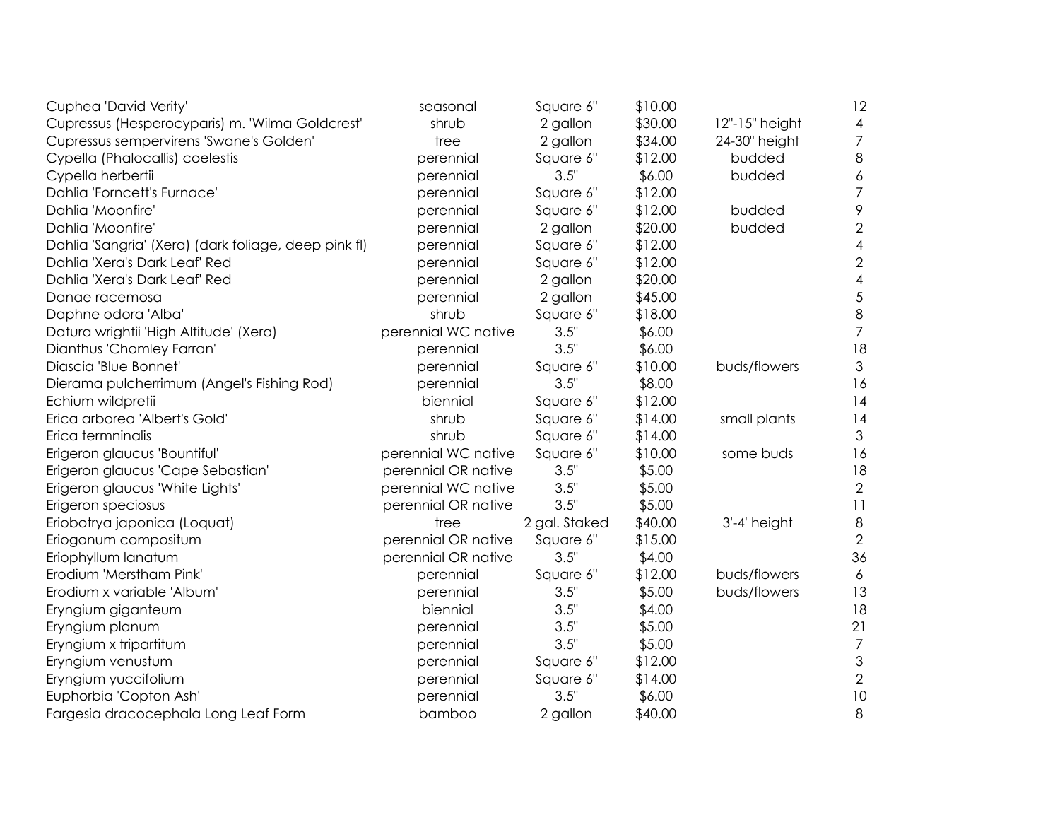| | | | | | |
|---|---|---|---|---|---|
| Cuphea 'David Verity' | seasonal | Square 6" | $10.00 | | 12 |
| Cupressus (Hesperocyparis) m. 'Wilma Goldcrest' | shrub | 2 gallon | $30.00 | 12"-15" height | 4 |
| Cupressus sempervirens 'Swane's Golden' | tree | 2 gallon | $34.00 | 24-30" height | 7 |
| Cypella (Phalocallis) coelestis | perennial | Square 6" | $12.00 | budded | 8 |
| Cypella herbertii | perennial | 3.5" | $6.00 | budded | 6 |
| Dahlia 'Forncett's Furnace' | perennial | Square 6" | $12.00 | | 7 |
| Dahlia 'Moonfire' | perennial | Square 6" | $12.00 | budded | 9 |
| Dahlia 'Moonfire' | perennial | 2 gallon | $20.00 | budded | 2 |
| Dahlia 'Sangria' (Xera) (dark foliage, deep pink fl) | perennial | Square 6" | $12.00 | | 4 |
| Dahlia 'Xera's Dark Leaf' Red | perennial | Square 6" | $12.00 | | 2 |
| Dahlia 'Xera's Dark Leaf' Red | perennial | 2 gallon | $20.00 | | 4 |
| Danae racemosa | perennial | 2 gallon | $45.00 | | 5 |
| Daphne odora 'Alba' | shrub | Square 6" | $18.00 | | 8 |
| Datura wrightii 'High Altitude' (Xera) | perennial WC native | 3.5" | $6.00 | | 7 |
| Dianthus 'Chomley Farran' | perennial | 3.5" | $6.00 | | 18 |
| Diascia 'Blue Bonnet' | perennial | Square 6" | $10.00 | buds/flowers | 3 |
| Dierama pulcherrimum (Angel's Fishing Rod) | perennial | 3.5" | $8.00 | | 16 |
| Echium wildpretii | biennial | Square 6" | $12.00 | | 14 |
| Erica arborea 'Albert's Gold' | shrub | Square 6" | $14.00 | small plants | 14 |
| Erica termninalis | shrub | Square 6" | $14.00 | | 3 |
| Erigeron glaucus 'Bountiful' | perennial WC native | Square 6" | $10.00 | some buds | 16 |
| Erigeron glaucus 'Cape Sebastian' | perennial OR native | 3.5" | $5.00 | | 18 |
| Erigeron glaucus 'White Lights' | perennial WC native | 3.5" | $5.00 | | 2 |
| Erigeron speciosus | perennial OR native | 3.5" | $5.00 | | 11 |
| Eriobotrya japonica (Loquat) | tree | 2 gal. Staked | $40.00 | 3'-4' height | 8 |
| Eriogonum compositum | perennial OR native | Square 6" | $15.00 | | 2 |
| Eriophyllum lanatum | perennial OR native | 3.5" | $4.00 | | 36 |
| Erodium 'Merstham Pink' | perennial | Square 6" | $12.00 | buds/flowers | 6 |
| Erodium x variable 'Album' | perennial | 3.5" | $5.00 | buds/flowers | 13 |
| Eryngium giganteum | biennial | 3.5" | $4.00 | | 18 |
| Eryngium planum | perennial | 3.5" | $5.00 | | 21 |
| Eryngium x tripartitum | perennial | 3.5" | $5.00 | | 7 |
| Eryngium venustum | perennial | Square 6" | $12.00 | | 3 |
| Eryngium yuccifolium | perennial | Square 6" | $14.00 | | 2 |
| Euphorbia 'Copton Ash' | perennial | 3.5" | $6.00 | | 10 |
| Fargesia dracocephala Long Leaf Form | bamboo | 2 gallon | $40.00 | | 8 |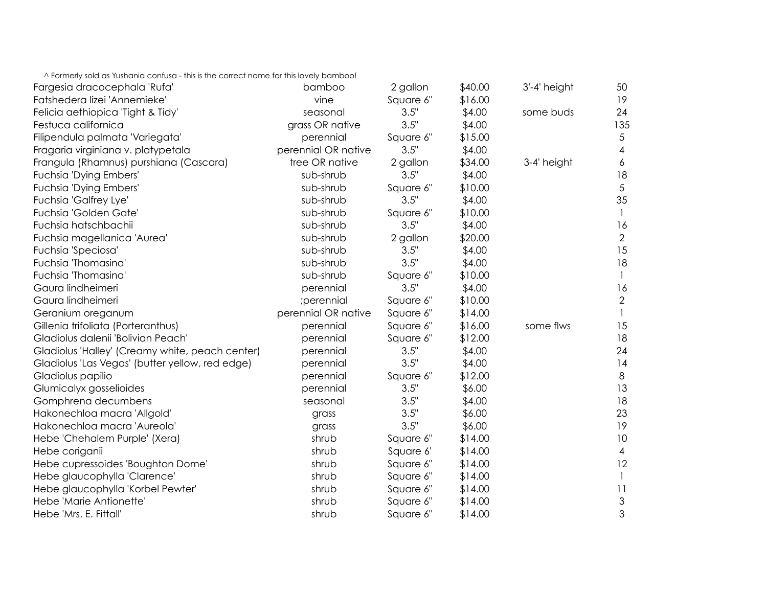^ Formerly sold as Yushania confusa - this is the correct name for this lovely bamboo!

| | | | | | |
|---|---|---|---|---|---|
| Fargesia dracocephala 'Rufa' | bamboo | 2 gallon | $40.00 | 3'-4' height | 50 |
| Fatshedera lizei 'Annemieke' | vine | Square 6" | $16.00 | | 19 |
| Felicia aethiopica 'Tight & Tidy' | seasonal | 3.5" | $4.00 | some buds | 24 |
| Festuca californica | grass OR native | 3.5" | $4.00 | | 135 |
| Filipendula palmata 'Variegata' | perennial | Square 6" | $15.00 | | 5 |
| Fragaria virginiana v. platypetala | perennial OR native | 3.5" | $4.00 | | 4 |
| Frangula (Rhamnus) purshiana (Cascara) | tree OR native | 2 gallon | $34.00 | 3-4' height | 6 |
| Fuchsia 'Dying Embers' | sub-shrub | 3.5" | $4.00 | | 18 |
| Fuchsia 'Dying Embers' | sub-shrub | Square 6" | $10.00 | | 5 |
| Fuchsia 'Galfrey Lye' | sub-shrub | 3.5" | $4.00 | | 35 |
| Fuchsia 'Golden Gate' | sub-shrub | Square 6" | $10.00 | | 1 |
| Fuchsia hatschbachii | sub-shrub | 3.5" | $4.00 | | 16 |
| Fuchsia magellanica 'Aurea' | sub-shrub | 2 gallon | $20.00 | | 2 |
| Fuchsia 'Speciosa' | sub-shrub | 3.5" | $4.00 | | 15 |
| Fuchsia 'Thomasina' | sub-shrub | 3.5" | $4.00 | | 18 |
| Fuchsia 'Thomasina' | sub-shrub | Square 6" | $10.00 | | 1 |
| Gaura lindheimeri | perennial | 3.5" | $4.00 | | 16 |
| Gaura lindheimeri | ;perennial | Square 6" | $10.00 | | 2 |
| Geranium oreganum | perennial OR native | Square 6" | $14.00 | | 1 |
| Gillenia trifoliata (Porteranthus) | perennial | Square 6" | $16.00 | some flws | 15 |
| Gladiolus dalenii 'Bolivian Peach' | perennial | Square 6" | $12.00 | | 18 |
| Gladiolus 'Halley' (Creamy white, peach center) | perennial | 3.5" | $4.00 | | 24 |
| Gladiolus 'Las Vegas' (butter yellow, red edge) | perennial | 3.5" | $4.00 | | 14 |
| Gladiolus papilio | perennial | Square 6" | $12.00 | | 8 |
| Glumicalyx gosselioides | perennial | 3.5" | $6.00 | | 13 |
| Gomphrena decumbens | seasonal | 3.5" | $4.00 | | 18 |
| Hakonechloa macra 'Allgold' | grass | 3.5" | $6.00 | | 23 |
| Hakonechloa macra 'Aureola' | grass | 3.5" | $6.00 | | 19 |
| Hebe 'Chehalem Purple' (Xera) | shrub | Square 6" | $14.00 | | 10 |
| Hebe coriganii | shrub | Square 6' | $14.00 | | 4 |
| Hebe cupressoides 'Boughton Dome' | shrub | Square 6" | $14.00 | | 12 |
| Hebe glaucophylla 'Clarence' | shrub | Square 6" | $14.00 | | 1 |
| Hebe glaucophylla 'Korbel Pewter' | shrub | Square 6" | $14.00 | | 11 |
| Hebe 'Marie Antionette' | shrub | Square 6" | $14.00 | | 3 |
| Hebe 'Mrs. E. Fittall' | shrub | Square 6" | $14.00 | | 3 |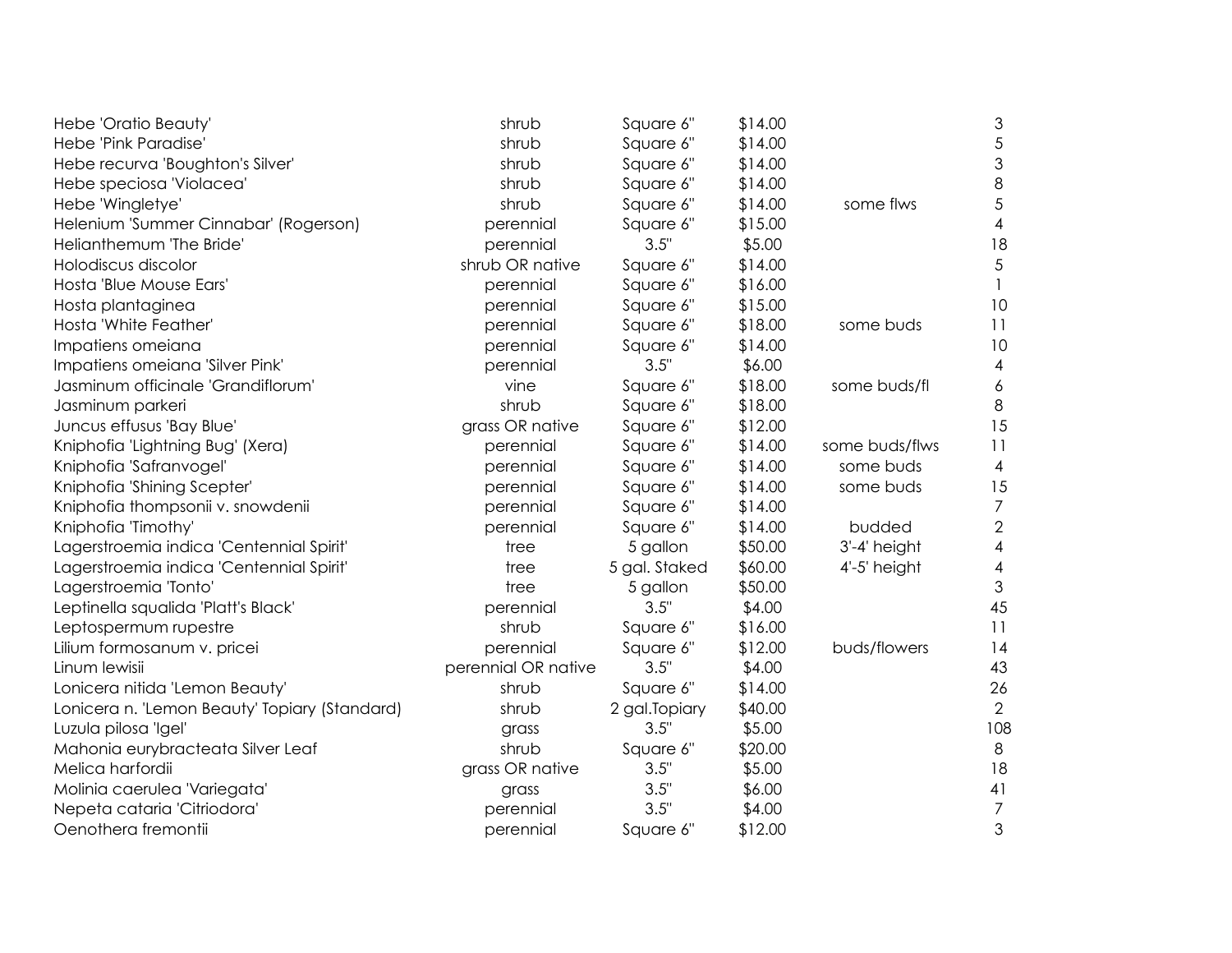| | | | | | |
|---|---|---|---|---|---|
| Hebe 'Oratio Beauty' | shrub | Square 6" | $14.00 | | 3 |
| Hebe 'Pink Paradise' | shrub | Square 6" | $14.00 | | 5 |
| Hebe recurva 'Boughton's Silver' | shrub | Square 6" | $14.00 | | 3 |
| Hebe speciosa 'Violacea' | shrub | Square 6" | $14.00 | | 8 |
| Hebe 'Wingletye' | shrub | Square 6" | $14.00 | some flws | 5 |
| Helenium 'Summer Cinnabar' (Rogerson) | perennial | Square 6" | $15.00 | | 4 |
| Helianthemum 'The Bride' | perennial | 3.5" | $5.00 | | 18 |
| Holodiscus discolor | shrub OR native | Square 6" | $14.00 | | 5 |
| Hosta 'Blue Mouse Ears' | perennial | Square 6" | $16.00 | | 1 |
| Hosta plantaginea | perennial | Square 6" | $15.00 | | 10 |
| Hosta 'White Feather' | perennial | Square 6" | $18.00 | some buds | 11 |
| Impatiens omeiana | perennial | Square 6" | $14.00 | | 10 |
| Impatiens omeiana 'Silver Pink' | perennial | 3.5" | $6.00 | | 4 |
| Jasminum officinale 'Grandiflorum' | vine | Square 6" | $18.00 | some buds/fl | 6 |
| Jasminum parkeri | shrub | Square 6" | $18.00 | | 8 |
| Juncus effusus 'Bay Blue' | grass OR native | Square 6" | $12.00 | | 15 |
| Kniphofia 'Lightning Bug' (Xera) | perennial | Square 6" | $14.00 | some buds/flws | 11 |
| Kniphofia 'Safranvogel' | perennial | Square 6" | $14.00 | some buds | 4 |
| Kniphofia 'Shining Scepter' | perennial | Square 6" | $14.00 | some buds | 15 |
| Kniphofia thompsonii v. snowdenii | perennial | Square 6" | $14.00 | | 7 |
| Kniphofia 'Timothy' | perennial | Square 6" | $14.00 | budded | 2 |
| Lagerstroemia indica 'Centennial Spirit' | tree | 5 gallon | $50.00 | 3'-4' height | 4 |
| Lagerstroemia indica 'Centennial Spirit' | tree | 5 gal. Staked | $60.00 | 4'-5' height | 4 |
| Lagerstroemia 'Tonto' | tree | 5 gallon | $50.00 | | 3 |
| Leptinella squalida 'Platt's Black' | perennial | 3.5" | $4.00 | | 45 |
| Leptospermum rupestre | shrub | Square 6" | $16.00 | | 11 |
| Lilium formosanum v. pricei | perennial | Square 6" | $12.00 | buds/flowers | 14 |
| Linum lewisii | perennial OR native | 3.5" | $4.00 | | 43 |
| Lonicera nitida 'Lemon Beauty' | shrub | Square 6" | $14.00 | | 26 |
| Lonicera n. 'Lemon Beauty' Topiary (Standard) | shrub | 2 gal.Topiary | $40.00 | | 2 |
| Luzula pilosa 'Igel' | grass | 3.5" | $5.00 | | 108 |
| Mahonia eurybracteata Silver Leaf | shrub | Square 6" | $20.00 | | 8 |
| Melica harfordii | grass OR native | 3.5" | $5.00 | | 18 |
| Molinia caerulea 'Variegata' | grass | 3.5" | $6.00 | | 41 |
| Nepeta cataria 'Citriodora' | perennial | 3.5" | $4.00 | | 7 |
| Oenothera fremontii | perennial | Square 6" | $12.00 | | 3 |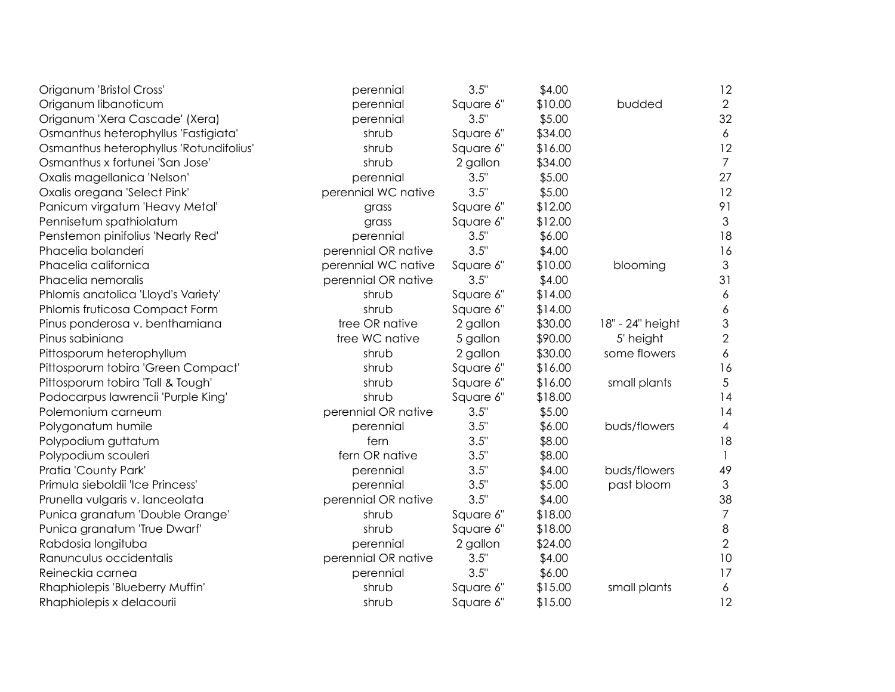| | | | | | |
|---|---|---|---|---|---|
| Origanum 'Bristol Cross' | perennial | 3.5" | $4.00 | | 12 |
| Origanum libanoticum | perennial | Square 6" | $10.00 | budded | 2 |
| Origanum 'Xera Cascade' (Xera) | perennial | 3.5" | $5.00 | | 32 |
| Osmanthus heterophyllus 'Fastigiata' | shrub | Square 6" | $34.00 | | 6 |
| Osmanthus heterophyllus 'Rotundifolius' | shrub | Square 6" | $16.00 | | 12 |
| Osmanthus x fortunei 'San Jose' | shrub | 2 gallon | $34.00 | | 7 |
| Oxalis magellanica 'Nelson' | perennial | 3.5" | $5.00 | | 27 |
| Oxalis oregana 'Select Pink' | perennial WC native | 3.5" | $5.00 | | 12 |
| Panicum virgatum 'Heavy Metal' | grass | Square 6" | $12.00 | | 91 |
| Pennisetum spathiolatum | grass | Square 6" | $12.00 | | 3 |
| Penstemon pinifolius 'Nearly Red' | perennial | 3.5" | $6.00 | | 18 |
| Phacelia bolanderi | perennial OR native | 3.5" | $4.00 | | 16 |
| Phacelia californica | perennial WC native | Square 6" | $10.00 | blooming | 3 |
| Phacelia nemoralis | perennial OR native | 3.5" | $4.00 | | 31 |
| Phlomis anatolica 'Lloyd's Variety' | shrub | Square 6" | $14.00 | | 6 |
| Phlomis fruticosa Compact Form | shrub | Square 6" | $14.00 | | 6 |
| Pinus ponderosa v. benthamiana | tree OR native | 2 gallon | $30.00 | 18" - 24" height | 3 |
| Pinus sabiniana | tree WC native | 5 gallon | $90.00 | 5' height | 2 |
| Pittosporum heterophyllum | shrub | 2 gallon | $30.00 | some flowers | 6 |
| Pittosporum tobira 'Green Compact' | shrub | Square 6" | $16.00 | | 16 |
| Pittosporum tobira 'Tall & Tough' | shrub | Square 6" | $16.00 | small plants | 5 |
| Podocarpus lawrencii 'Purple King' | shrub | Square 6" | $18.00 | | 14 |
| Polemonium carneum | perennial OR native | 3.5" | $5.00 | | 14 |
| Polygonatum humile | perennial | 3.5" | $6.00 | buds/flowers | 4 |
| Polypodium guttatum | fern | 3.5" | $8.00 | | 18 |
| Polypodium scouleri | fern OR native | 3.5" | $8.00 | | 1 |
| Pratia 'County Park' | perennial | 3.5" | $4.00 | buds/flowers | 49 |
| Primula sieboldii 'Ice Princess' | perennial | 3.5" | $5.00 | past bloom | 3 |
| Prunella vulgaris v. lanceolata | perennial OR native | 3.5" | $4.00 | | 38 |
| Punica granatum 'Double Orange' | shrub | Square 6" | $18.00 | | 7 |
| Punica granatum 'True Dwarf' | shrub | Square 6" | $18.00 | | 8 |
| Rabdosia longituba | perennial | 2 gallon | $24.00 | | 2 |
| Ranunculus occidentalis | perennial OR native | 3.5" | $4.00 | | 10 |
| Reineckia carnea | perennial | 3.5" | $6.00 | | 17 |
| Rhaphiolepis 'Blueberry Muffin' | shrub | Square 6" | $15.00 | small plants | 6 |
| Rhaphiolepis x delacourii | shrub | Square 6" | $15.00 | | 12 |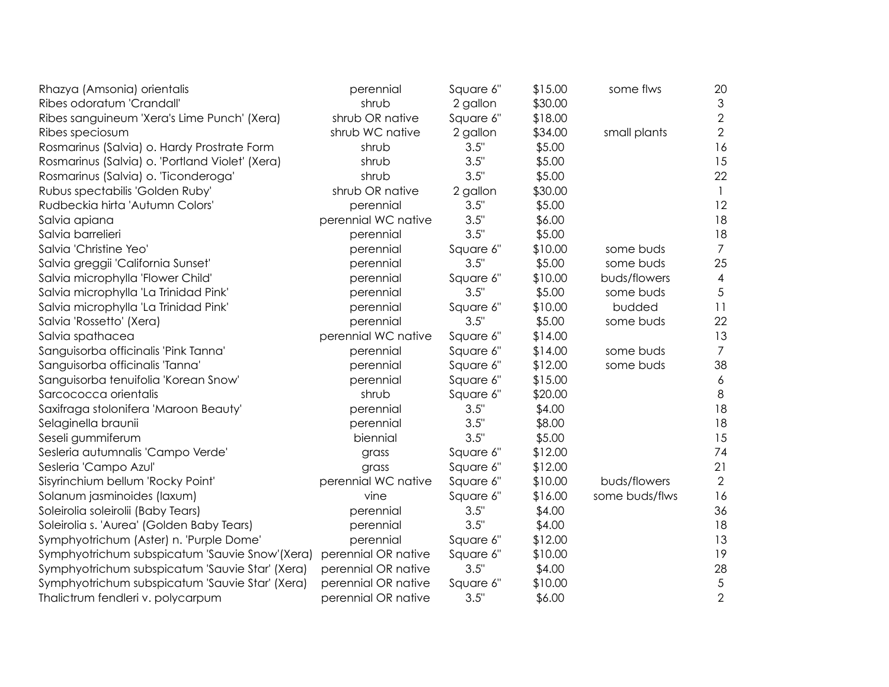| | | | | | |
|---|---|---|---|---|---|
| Rhazya (Amsonia) orientalis | perennial | Square 6" | $15.00 | some flws | 20 |
| Ribes odoratum 'Crandall' | shrub | 2 gallon | $30.00 | | 3 |
| Ribes sanguineum 'Xera's Lime Punch' (Xera) | shrub OR native | Square 6" | $18.00 | | 2 |
| Ribes speciosum | shrub WC native | 2 gallon | $34.00 | small plants | 2 |
| Rosmarinus (Salvia) o. Hardy Prostrate Form | shrub | 3.5" | $5.00 | | 16 |
| Rosmarinus (Salvia) o. 'Portland Violet' (Xera) | shrub | 3.5" | $5.00 | | 15 |
| Rosmarinus (Salvia) o. 'Ticonderoga' | shrub | 3.5" | $5.00 | | 22 |
| Rubus spectabilis 'Golden Ruby' | shrub OR native | 2 gallon | $30.00 | | 1 |
| Rudbeckia hirta 'Autumn Colors' | perennial | 3.5" | $5.00 | | 12 |
| Salvia apiana | perennial WC native | 3.5" | $6.00 | | 18 |
| Salvia barrelieri | perennial | 3.5" | $5.00 | | 18 |
| Salvia 'Christine Yeo' | perennial | Square 6" | $10.00 | some buds | 7 |
| Salvia greggii 'California Sunset' | perennial | 3.5" | $5.00 | some buds | 25 |
| Salvia microphylla 'Flower Child' | perennial | Square 6" | $10.00 | buds/flowers | 4 |
| Salvia microphylla 'La Trinidad Pink' | perennial | 3.5" | $5.00 | some buds | 5 |
| Salvia microphylla 'La Trinidad Pink' | perennial | Square 6" | $10.00 | budded | 11 |
| Salvia 'Rossetto' (Xera) | perennial | 3.5" | $5.00 | some buds | 22 |
| Salvia spathacea | perennial WC native | Square 6" | $14.00 | | 13 |
| Sanguisorba officinalis 'Pink Tanna' | perennial | Square 6" | $14.00 | some buds | 7 |
| Sanguisorba officinalis 'Tanna' | perennial | Square 6" | $12.00 | some buds | 38 |
| Sanguisorba tenuifolia 'Korean Snow' | perennial | Square 6" | $15.00 | | 6 |
| Sarcococca orientalis | shrub | Square 6" | $20.00 | | 8 |
| Saxifraga stolonifera 'Maroon Beauty' | perennial | 3.5" | $4.00 | | 18 |
| Selaginella braunii | perennial | 3.5" | $8.00 | | 18 |
| Seseli gummiferum | biennial | 3.5" | $5.00 | | 15 |
| Sesleria autumnalis 'Campo Verde' | grass | Square 6" | $12.00 | | 74 |
| Sesleria 'Campo Azul' | grass | Square 6" | $12.00 | | 21 |
| Sisyrinchium bellum 'Rocky Point' | perennial WC native | Square 6" | $10.00 | buds/flowers | 2 |
| Solanum jasminoides (laxum) | vine | Square 6" | $16.00 | some buds/flws | 16 |
| Soleirolia soleirolii (Baby Tears) | perennial | 3.5" | $4.00 | | 36 |
| Soleirolia s. 'Aurea' (Golden Baby Tears) | perennial | 3.5" | $4.00 | | 18 |
| Symphyotrichum (Aster) n. 'Purple Dome' | perennial | Square 6" | $12.00 | | 13 |
| Symphyotrichum subspicatum 'Sauvie Snow'(Xera) | perennial OR native | Square 6" | $10.00 | | 19 |
| Symphyotrichum subspicatum 'Sauvie Star' (Xera) | perennial OR native | 3.5" | $4.00 | | 28 |
| Symphyotrichum subspicatum 'Sauvie Star' (Xera) | perennial OR native | Square 6" | $10.00 | | 5 |
| Thalictrum fendleri v. polycarpum | perennial OR native | 3.5" | $6.00 | | 2 |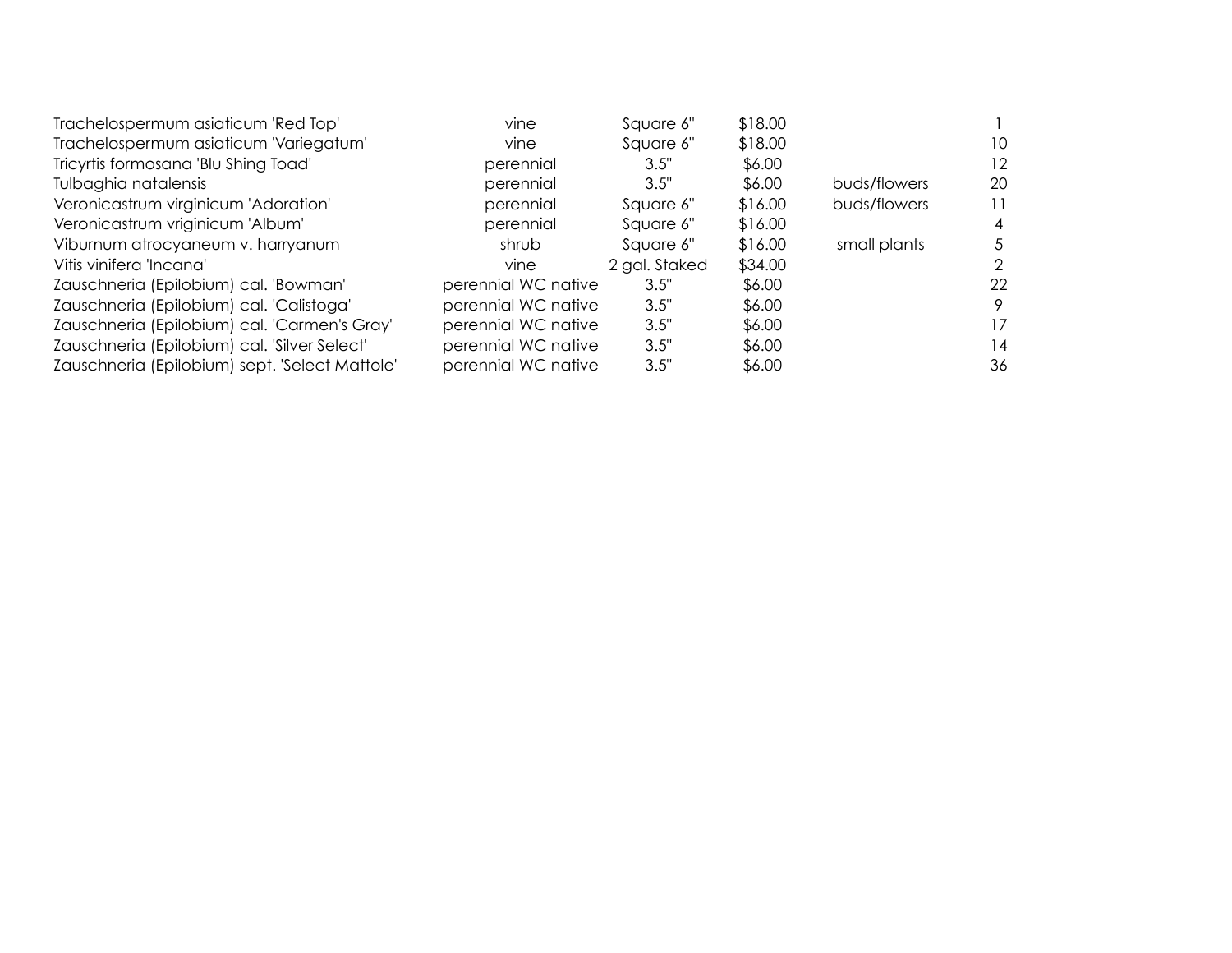| | | | | | |
|---|---|---|---|---|---|
| Trachelospermum asiaticum 'Red Top' | vine | Square 6" | $18.00 | | 1 |
| Trachelospermum asiaticum 'Variegatum' | vine | Square 6" | $18.00 | | 10 |
| Tricyrtis formosana 'Blu Shing Toad' | perennial | 3.5" | $6.00 | | 12 |
| Tulbaghia natalensis | perennial | 3.5" | $6.00 | buds/flowers | 20 |
| Veronicastrum virginicum 'Adoration' | perennial | Square 6" | $16.00 | buds/flowers | 11 |
| Veronicastrum vriginicum 'Album' | perennial | Square 6" | $16.00 | | 4 |
| Viburnum atrocyaneum v. harryanum | shrub | Square 6" | $16.00 | small plants | 5 |
| Vitis vinifera 'Incana' | vine | 2 gal. Staked | $34.00 | | 2 |
| Zauschneria (Epilobium) cal. 'Bowman' | perennial WC native | 3.5" | $6.00 | | 22 |
| Zauschneria (Epilobium) cal. 'Calistoga' | perennial WC native | 3.5" | $6.00 | | 9 |
| Zauschneria (Epilobium) cal. 'Carmen's Gray' | perennial WC native | 3.5" | $6.00 | | 17 |
| Zauschneria (Epilobium) cal. 'Silver Select' | perennial WC native | 3.5" | $6.00 | | 14 |
| Zauschneria (Epilobium) sept. 'Select Mattole' | perennial WC native | 3.5" | $6.00 | | 36 |